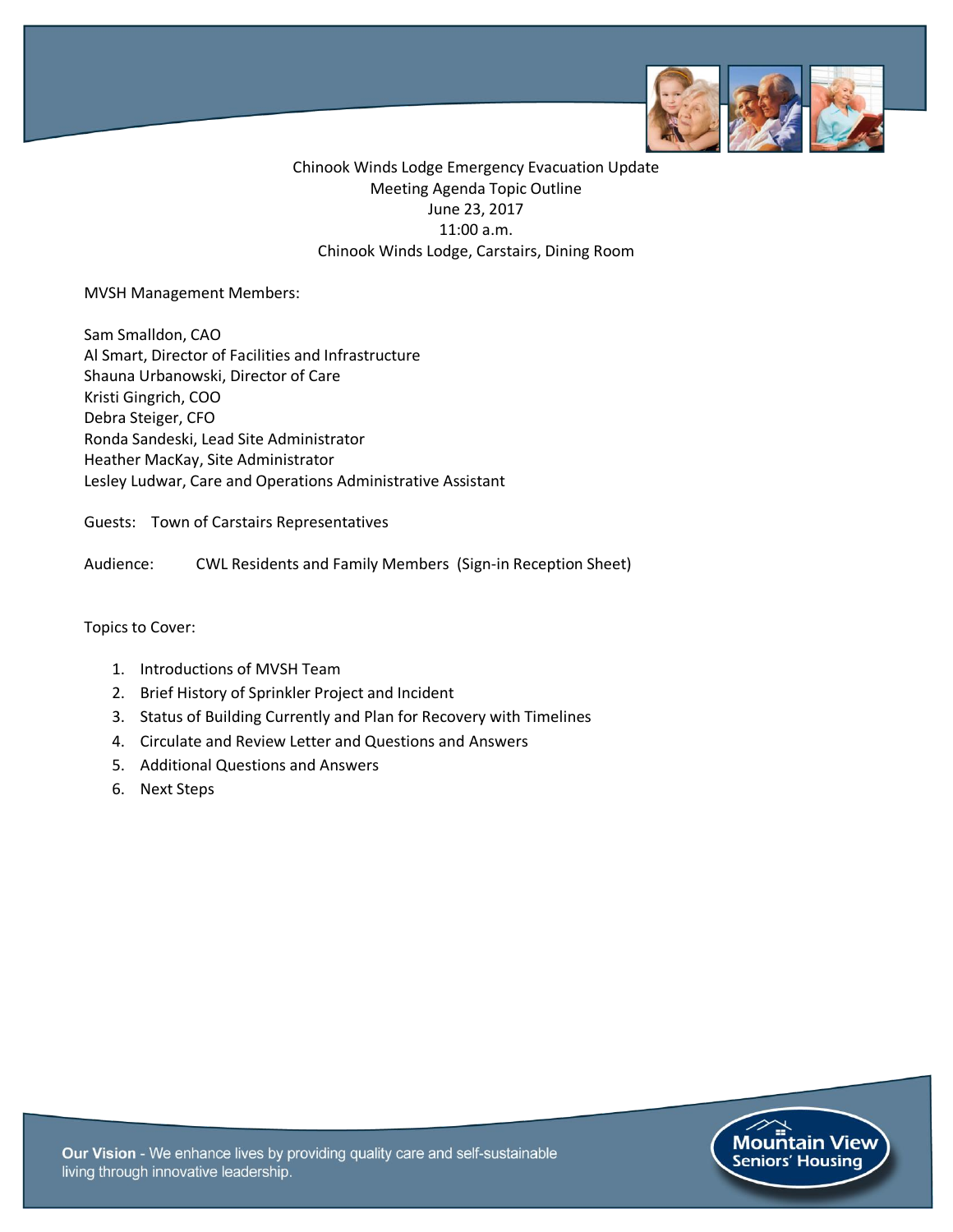Chinook Winds Lodge Emergency Evacuation Update
Meeting Agenda Topic Outline
June 23, 2017
11:00 a.m.
Chinook Winds Lodge, Carstairs, Dining Room

MVSH Management Members:

Sam Smalldon, CAO
Al Smart, Director of Facilities and Infrastructure
Shauna Urbanowski, Director of Care
Kristi Gingrich, COO
Debra Steiger, CFO
Ronda Sandeski, Lead Site Administrator
Heather MacKay, Site Administrator
Lesley Ludwar, Care and Operations Administrative Assistant

Guests: Town of Carstairs Representatives

Audience: CWL Residents and Family Members (Sign-in Reception Sheet)

Topics to Cover:

1. Introductions of MVSH Team
2. Brief History of Sprinkler Project and Incident
3. Status of Building Currently and Plan for Recovery with Timelines
4. Circulate and Review Letter and Questions and Answers
5. Additional Questions and Answers
6. Next Steps

**Our Vision** - We enhance lives by providing quality care and self-sustainable living through innovative leadership.

Mountain View Seniors' Housing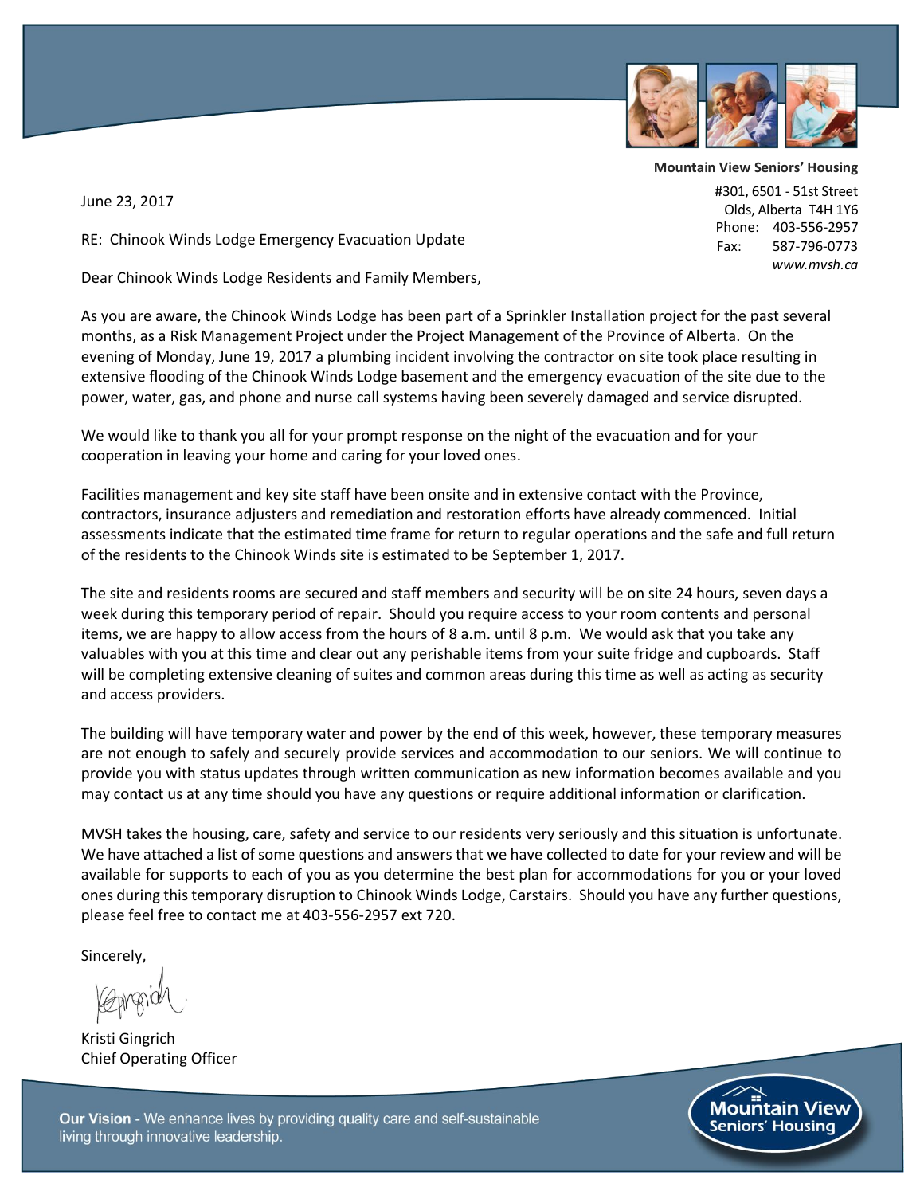**Mountain View Seniors' Housing**
#301, 6501 - 51st Street
Olds, Alberta T4H 1Y6
Phone: 403-556-2957
Fax: 587-796-0773
*www.mvsh.ca*

June 23, 2017

RE: Chinook Winds Lodge Emergency Evacuation Update

Dear Chinook Winds Lodge Residents and Family Members,

As you are aware, the Chinook Winds Lodge has been part of a Sprinkler Installation project for the past several months, as a Risk Management Project under the Project Management of the Province of Alberta. On the evening of Monday, June 19, 2017 a plumbing incident involving the contractor on site took place resulting in extensive flooding of the Chinook Winds Lodge basement and the emergency evacuation of the site due to the power, water, gas, and phone and nurse call systems having been severely damaged and service disrupted.

We would like to thank you all for your prompt response on the night of the evacuation and for your cooperation in leaving your home and caring for your loved ones.

Facilities management and key site staff have been onsite and in extensive contact with the Province, contractors, insurance adjusters and remediation and restoration efforts have already commenced. Initial assessments indicate that the estimated time frame for return to regular operations and the safe and full return of the residents to the Chinook Winds site is estimated to be September 1, 2017.

The site and residents rooms are secured and staff members and security will be on site 24 hours, seven days a week during this temporary period of repair. Should you require access to your room contents and personal items, we are happy to allow access from the hours of 8 a.m. until 8 p.m. We would ask that you take any valuables with you at this time and clear out any perishable items from your suite fridge and cupboards. Staff will be completing extensive cleaning of suites and common areas during this time as well as acting as security and access providers.

The building will have temporary water and power by the end of this week, however, these temporary measures are not enough to safely and securely provide services and accommodation to our seniors. We will continue to provide you with status updates through written communication as new information becomes available and you may contact us at any time should you have any questions or require additional information or clarification.

MVSH takes the housing, care, safety and service to our residents very seriously and this situation is unfortunate. We have attached a list of some questions and answers that we have collected to date for your review and will be available for supports to each of you as you determine the best plan for accommodations for you or your loved ones during this temporary disruption to Chinook Winds Lodge, Carstairs. Should you have any further questions, please feel free to contact me at 403-556-2957 ext 720.

Sincerely,

Kristi Gingrich
Chief Operating Officer

**Our Vision** - We enhance lives by providing quality care and self-sustainable living through innovative leadership.

Mountain View Seniors' Housing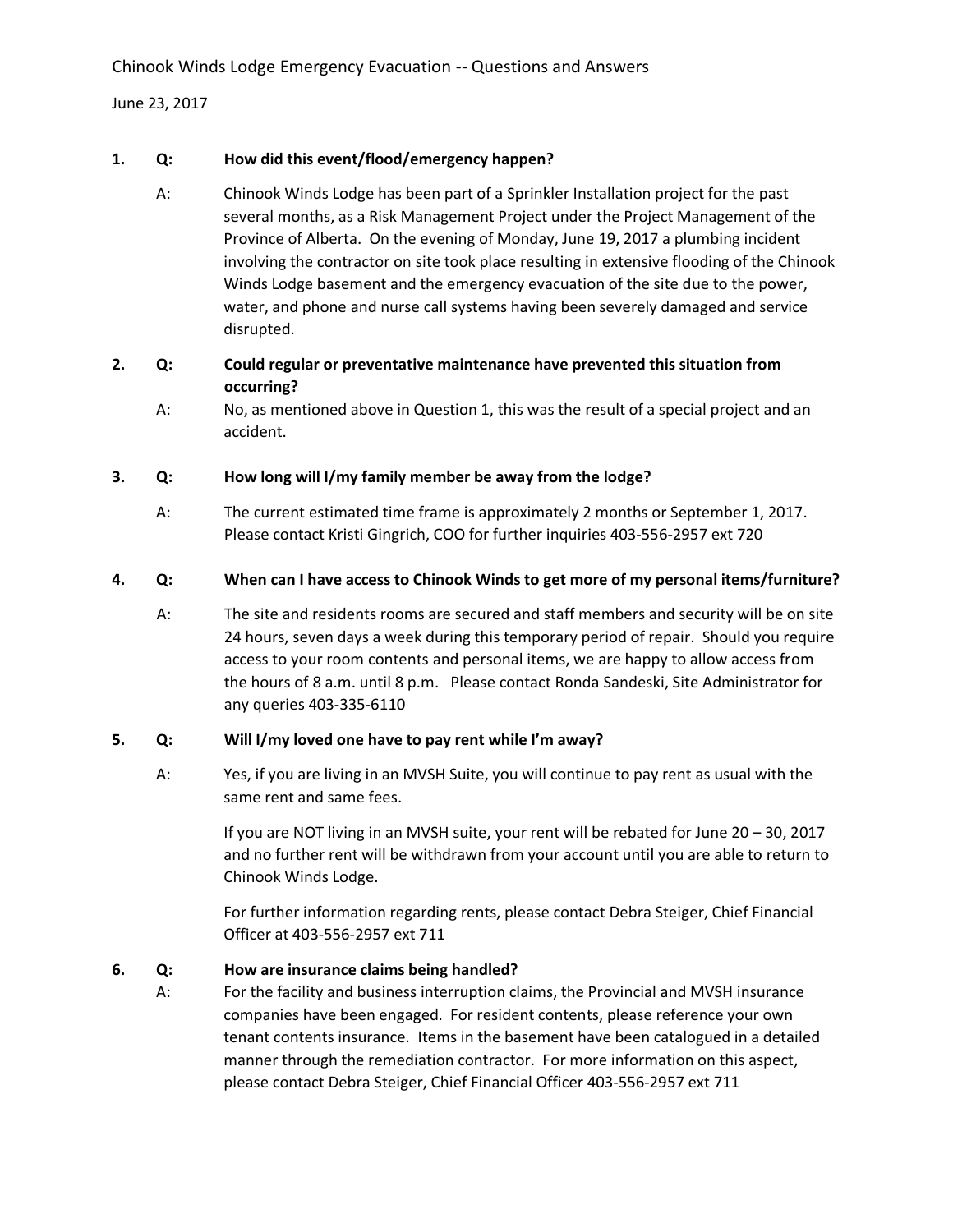Chinook Winds Lodge Emergency Evacuation -- Questions and Answers

June 23, 2017

**1. Q: How did this event/flood/emergency happen?**

A: Chinook Winds Lodge has been part of a Sprinkler Installation project for the past several months, as a Risk Management Project under the Project Management of the Province of Alberta. On the evening of Monday, June 19, 2017 a plumbing incident involving the contractor on site took place resulting in extensive flooding of the Chinook Winds Lodge basement and the emergency evacuation of the site due to the power, water, and phone and nurse call systems having been severely damaged and service disrupted.

**2. Q: Could regular or preventative maintenance have prevented this situation from occurring?**

A: No, as mentioned above in Question 1, this was the result of a special project and an accident.

**3. Q: How long will I/my family member be away from the lodge?**

A: The current estimated time frame is approximately 2 months or September 1, 2017. Please contact Kristi Gingrich, COO for further inquiries 403-556-2957 ext 720

**4. Q: When can I have access to Chinook Winds to get more of my personal items/furniture?**

A: The site and residents rooms are secured and staff members and security will be on site 24 hours, seven days a week during this temporary period of repair. Should you require access to your room contents and personal items, we are happy to allow access from the hours of 8 a.m. until 8 p.m. Please contact Ronda Sandeski, Site Administrator for any queries 403-335-6110

**5. Q: Will I/my loved one have to pay rent while I'm away?**

A: Yes, if you are living in an MVSH Suite, you will continue to pay rent as usual with the same rent and same fees.

If you are NOT living in an MVSH suite, your rent will be rebated for June 20 – 30, 2017 and no further rent will be withdrawn from your account until you are able to return to Chinook Winds Lodge.

For further information regarding rents, please contact Debra Steiger, Chief Financial Officer at 403-556-2957 ext 711

**6. Q: How are insurance claims being handled?**

A: For the facility and business interruption claims, the Provincial and MVSH insurance companies have been engaged. For resident contents, please reference your own tenant contents insurance. Items in the basement have been catalogued in a detailed manner through the remediation contractor. For more information on this aspect, please contact Debra Steiger, Chief Financial Officer 403-556-2957 ext 711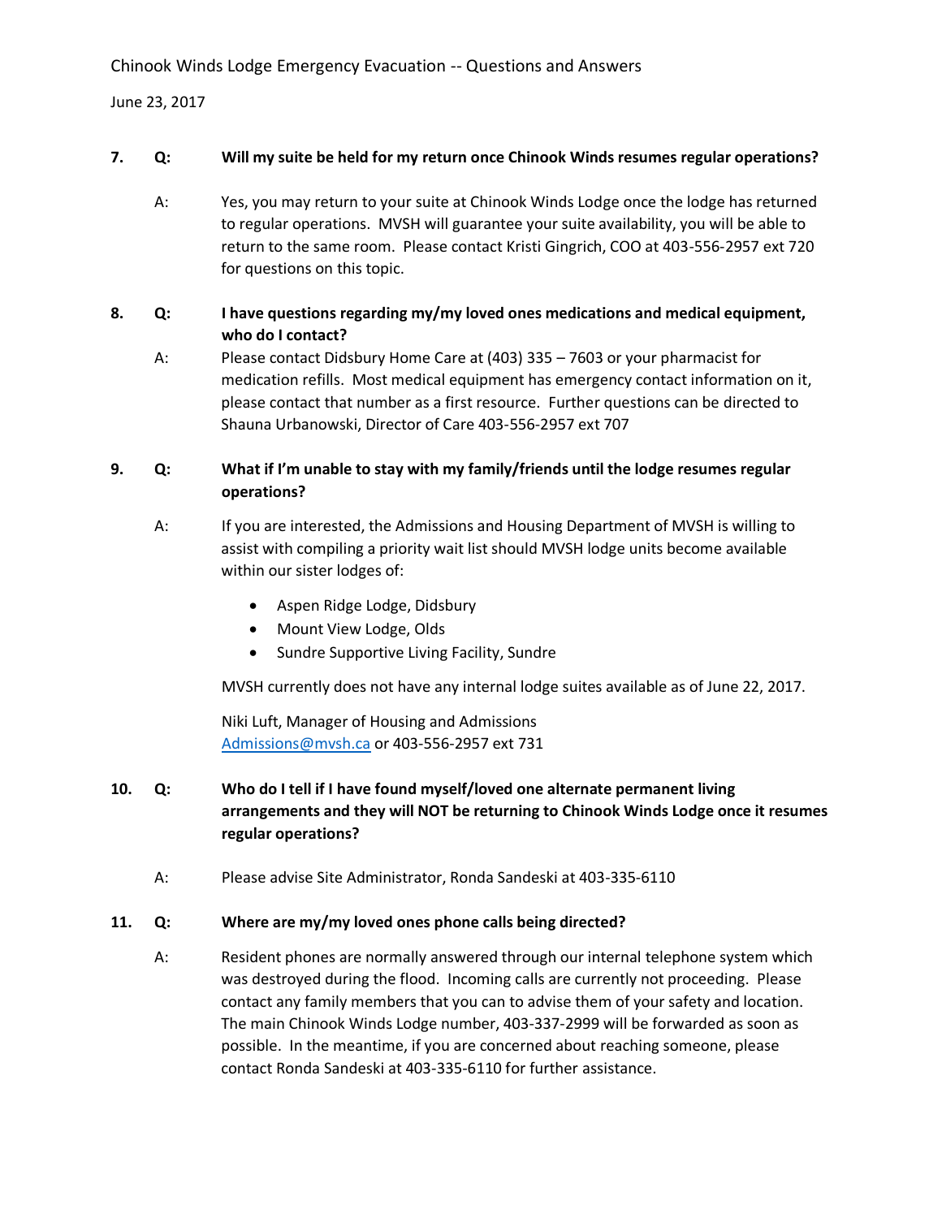**7. Q: Will my suite be held for my return once Chinook Winds resumes regular operations?**

A: Yes, you may return to your suite at Chinook Winds Lodge once the lodge has returned to regular operations. MVSH will guarantee your suite availability, you will be able to return to the same room. Please contact Kristi Gingrich, COO at 403-556-2957 ext 720 for questions on this topic.

**8. Q: I have questions regarding my/my loved ones medications and medical equipment, who do I contact?**

A: Please contact Didsbury Home Care at (403) 335 – 7603 or your pharmacist for medication refills. Most medical equipment has emergency contact information on it, please contact that number as a first resource. Further questions can be directed to Shauna Urbanowski, Director of Care 403-556-2957 ext 707

**9. Q: What if I'm unable to stay with my family/friends until the lodge resumes regular operations?**

A: If you are interested, the Admissions and Housing Department of MVSH is willing to assist with compiling a priority wait list should MVSH lodge units become available within our sister lodges of:

- Aspen Ridge Lodge, Didsbury
- Mount View Lodge, Olds
- Sundre Supportive Living Facility, Sundre

MVSH currently does not have any internal lodge suites available as of June 22, 2017.

Niki Luft, Manager of Housing and Admissions
Admissions@mvsh.ca or 403-556-2957 ext 731

**10. Q: Who do I tell if I have found myself/loved one alternate permanent living arrangements and they will NOT be returning to Chinook Winds Lodge once it resumes regular operations?**

A: Please advise Site Administrator, Ronda Sandeski at 403-335-6110

**11. Q: Where are my/my loved ones phone calls being directed?**

A: Resident phones are normally answered through our internal telephone system which was destroyed during the flood. Incoming calls are currently not proceeding. Please contact any family members that you can to advise them of your safety and location. The main Chinook Winds Lodge number, 403-337-2999 will be forwarded as soon as possible. In the meantime, if you are concerned about reaching someone, please contact Ronda Sandeski at 403-335-6110 for further assistance.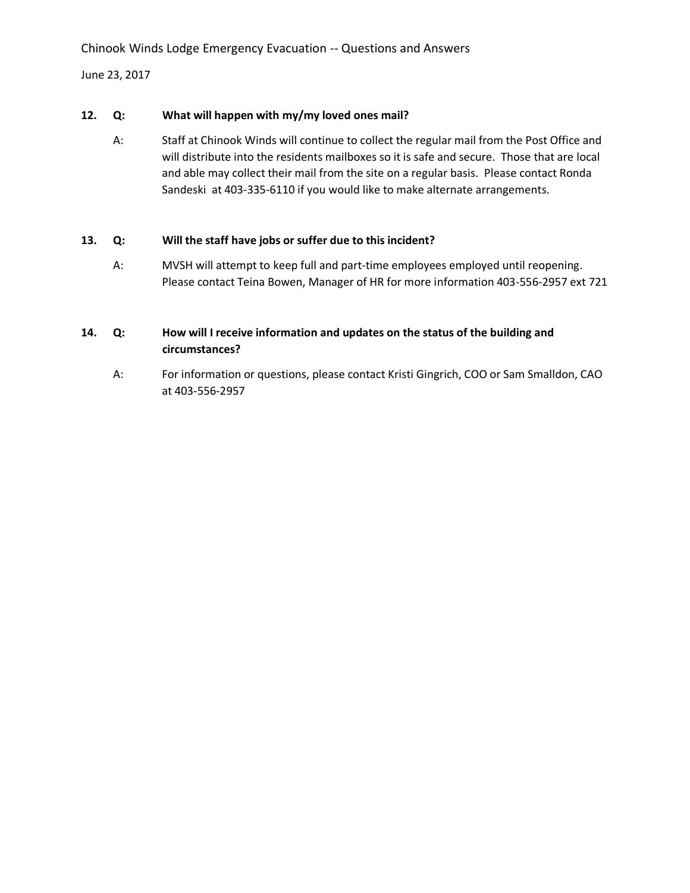**12. Q: What will happen with my/my loved ones mail?**

A: Staff at Chinook Winds will continue to collect the regular mail from the Post Office and will distribute into the residents mailboxes so it is safe and secure. Those that are local and able may collect their mail from the site on a regular basis. Please contact Ronda Sandeski at 403-335-6110 if you would like to make alternate arrangements.

**13. Q: Will the staff have jobs or suffer due to this incident?**

A: MVSH will attempt to keep full and part-time employees employed until reopening. Please contact Teina Bowen, Manager of HR for more information 403-556-2957 ext 721

**14. Q: How will I receive information and updates on the status of the building and circumstances?**

A: For information or questions, please contact Kristi Gingrich, COO or Sam Smalldon, CAO at 403-556-2957